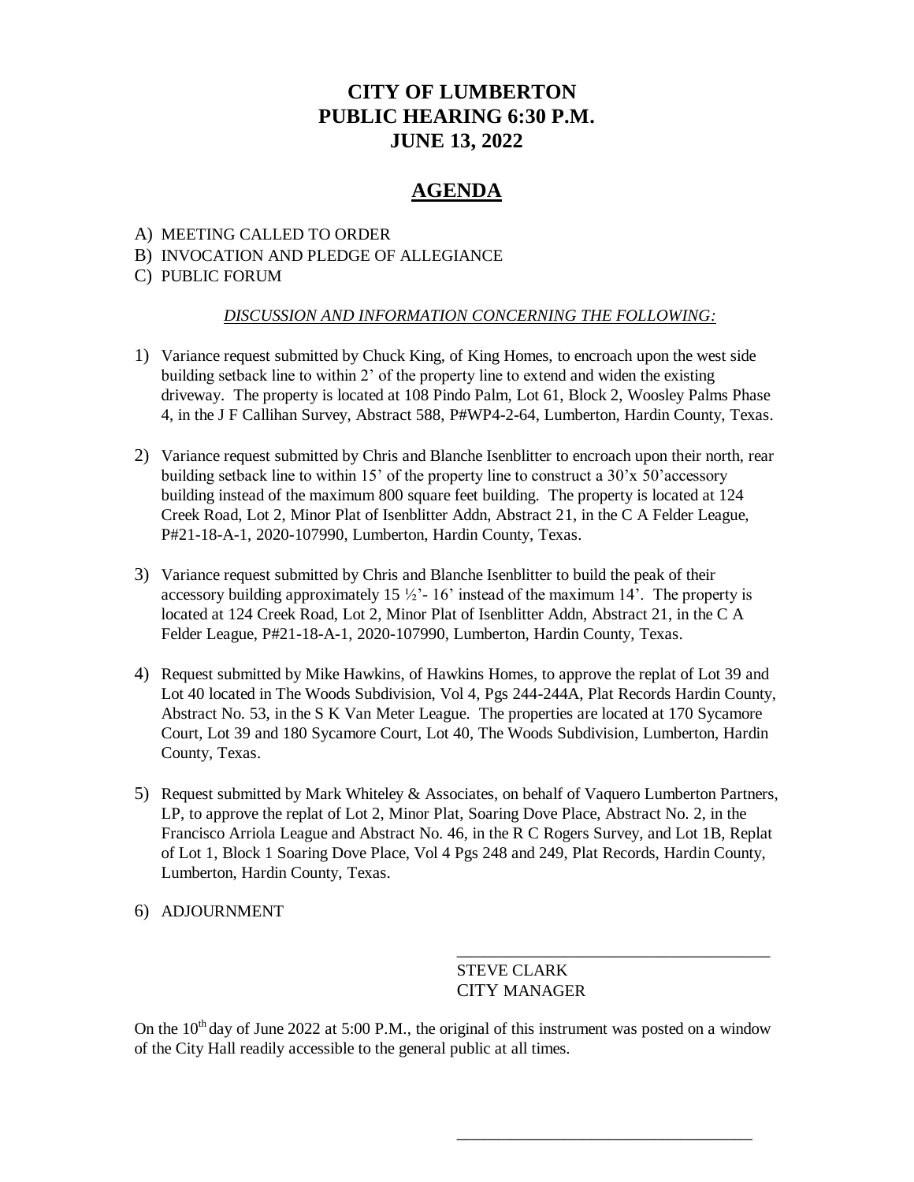# CITY OF LUMBERTON
# PUBLIC HEARING 6:30 P.M.
# JUNE 13, 2022

## AGENDA

A) MEETING CALLED TO ORDER
B) INVOCATION AND PLEDGE OF ALLEGIANCE
C) PUBLIC FORUM

*DISCUSSION AND INFORMATION CONCERNING THE FOLLOWING:*

1) Variance request submitted by Chuck King, of King Homes, to encroach upon the west side building setback line to within 2' of the property line to extend and widen the existing driveway. The property is located at 108 Pindo Palm, Lot 61, Block 2, Woosley Palms Phase 4, in the J F Callihan Survey, Abstract 588, P#WP4-2-64, Lumberton, Hardin County, Texas.

2) Variance request submitted by Chris and Blanche Isenblitter to encroach upon their north, rear building setback line to within 15' of the property line to construct a 30'x 50'accessory building instead of the maximum 800 square feet building. The property is located at 124 Creek Road, Lot 2, Minor Plat of Isenblitter Addn, Abstract 21, in the C A Felder League, P#21-18-A-1, 2020-107990, Lumberton, Hardin County, Texas.

3) Variance request submitted by Chris and Blanche Isenblitter to build the peak of their accessory building approximately 15 ½'- 16' instead of the maximum 14'. The property is located at 124 Creek Road, Lot 2, Minor Plat of Isenblitter Addn, Abstract 21, in the C A Felder League, P#21-18-A-1, 2020-107990, Lumberton, Hardin County, Texas.

4) Request submitted by Mike Hawkins, of Hawkins Homes, to approve the replat of Lot 39 and Lot 40 located in The Woods Subdivision, Vol 4, Pgs 244-244A, Plat Records Hardin County, Abstract No. 53, in the S K Van Meter League. The properties are located at 170 Sycamore Court, Lot 39 and 180 Sycamore Court, Lot 40, The Woods Subdivision, Lumberton, Hardin County, Texas.

5) Request submitted by Mark Whiteley & Associates, on behalf of Vaquero Lumberton Partners, LP, to approve the replat of Lot 2, Minor Plat, Soaring Dove Place, Abstract No. 2, in the Francisco Arriola League and Abstract No. 46, in the R C Rogers Survey, and Lot 1B, Replat of Lot 1, Block 1 Soaring Dove Place, Vol 4 Pgs 248 and 249, Plat Records, Hardin County, Lumberton, Hardin County, Texas.

6) ADJOURNMENT

\_\_\_\_\_\_\_\_\_\_\_\_\_\_\_\_\_\_\_\_\_\_\_\_\_\_\_\_\_\_\_\_\_\_\_\_

STEVE CLARK
CITY MANAGER

On the 10th day of June 2022 at 5:00 P.M., the original of this instrument was posted on a window of the City Hall readily accessible to the general public at all times.

\_\_\_\_\_\_\_\_\_\_\_\_\_\_\_\_\_\_\_\_\_\_\_\_\_\_\_\_\_\_\_\_\_\_\_\_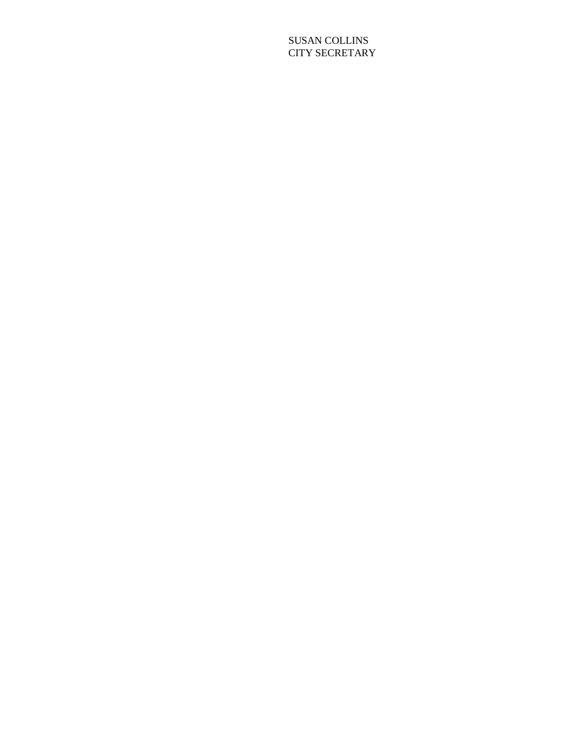SUSAN COLLINS
CITY SECRETARY